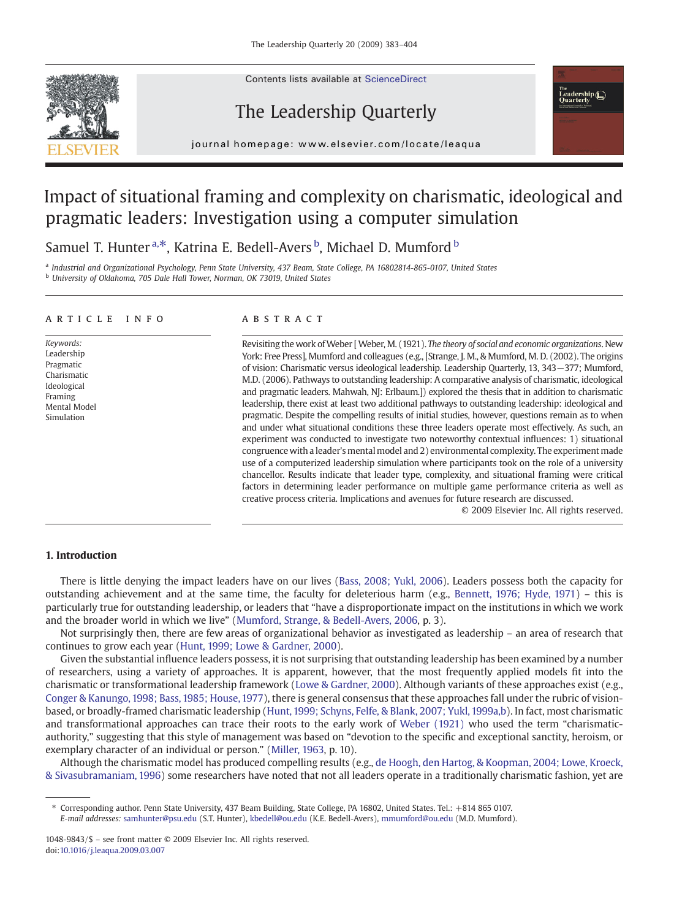# Impact of situational framing and complexity on charismatic, ideological and pragmatic leaders: Investigation using a computer simulation

Samuel T. Hunter [a,*], Katrina E. Bedell-Avers [b], Michael D. Mumford [b]

[a] Industrial and Organizational Psychology, Penn State University, 437 Beam, State College, PA 16802814-865-0107, United States
[b] University of Oklahoma, 705 Dale Hall Tower, Norman, OK 73019, United States

## ARTICLE INFO

*Keywords:*
Leadership
Pragmatic
Charismatic
Ideological
Framing
Mental Model
Simulation

## ABSTRACT

Revisiting the work of Weber [ Weber, M. (1921). *The theory of social and economic organizations*. New York: Free Press], Mumford and colleagues (e.g., [Strange, J. M., & Mumford, M. D. (2002). The origins of vision: Charismatic versus ideological leadership. Leadership Quarterly, 13, 343−377; Mumford, M.D. (2006). Pathways to outstanding leadership: A comparative analysis of charismatic, ideological and pragmatic leaders. Mahwah, NJ: Erlbaum.]) explored the thesis that in addition to charismatic leadership, there exist at least two additional pathways to outstanding leadership: ideological and pragmatic. Despite the compelling results of initial studies, however, questions remain as to when and under what situational conditions these three leaders operate most effectively. As such, an experiment was conducted to investigate two noteworthy contextual influences: 1) situational congruence with a leader's mental model and 2) environmental complexity. The experiment made use of a computerized leadership simulation where participants took on the role of a university chancellor. Results indicate that leader type, complexity, and situational framing were critical factors in determining leader performance on multiple game performance criteria as well as creative process criteria. Implications and avenues for future research are discussed.

© 2009 Elsevier Inc. All rights reserved.

## 1. Introduction

There is little denying the impact leaders have on our lives (Bass, 2008; Yukl, 2006). Leaders possess both the capacity for outstanding achievement and at the same time, the faculty for deleterious harm (e.g., Bennett, 1976; Hyde, 1971) – this is particularly true for outstanding leadership, or leaders that "have a disproportionate impact on the institutions in which we work and the broader world in which we live" (Mumford, Strange, & Bedell-Avers, 2006, p. 3).

Not surprisingly then, there are few areas of organizational behavior as investigated as leadership – an area of research that continues to grow each year (Hunt, 1999; Lowe & Gardner, 2000).

Given the substantial influence leaders possess, it is not surprising that outstanding leadership has been examined by a number of researchers, using a variety of approaches. It is apparent, however, that the most frequently applied models fit into the charismatic or transformational leadership framework (Lowe & Gardner, 2000). Although variants of these approaches exist (e.g., Conger & Kanungo, 1998; Bass, 1985; House, 1977), there is general consensus that these approaches fall under the rubric of vision-based, or broadly-framed charismatic leadership (Hunt, 1999; Schyns, Felfe, & Blank, 2007; Yukl, 1999a,b). In fact, most charismatic and transformational approaches can trace their roots to the early work of Weber (1921) who used the term "charismatic-authority," suggesting that this style of management was based on "devotion to the specific and exceptional sanctity, heroism, or exemplary character of an individual or person." (Miller, 1963, p. 10).

Although the charismatic model has produced compelling results (e.g., de Hoogh, den Hartog, & Koopman, 2004; Lowe, Kroeck, & Sivasubramaniam, 1996) some researchers have noted that not all leaders operate in a traditionally charismatic fashion, yet are

---

* Corresponding author. Penn State University, 437 Beam Building, State College, PA 16802, United States. Tel.: +814 865 0107.
*E-mail addresses:* samhunter@psu.edu (S.T. Hunter), kbedell@ou.edu (K.E. Bedell-Avers), mmumford@ou.edu (M.D. Mumford).

1048-9843/$ – see front matter © 2009 Elsevier Inc. All rights reserved.
doi:10.1016/j.leaqua.2009.03.007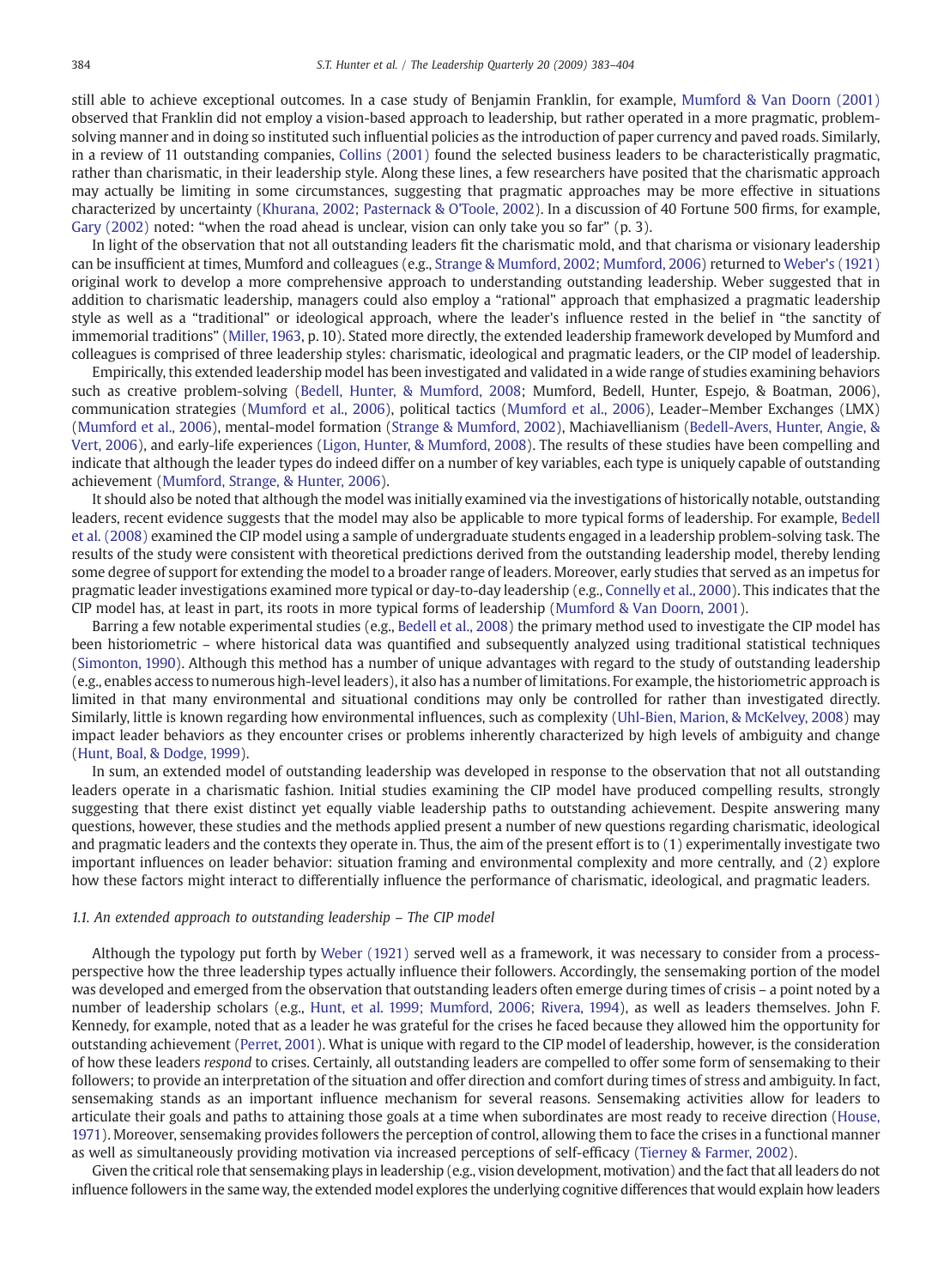still able to achieve exceptional outcomes. In a case study of Benjamin Franklin, for example, Mumford & Van Doorn (2001) observed that Franklin did not employ a vision-based approach to leadership, but rather operated in a more pragmatic, problem-solving manner and in doing so instituted such influential policies as the introduction of paper currency and paved roads. Similarly, in a review of 11 outstanding companies, Collins (2001) found the selected business leaders to be characteristically pragmatic, rather than charismatic, in their leadership style. Along these lines, a few researchers have posited that the charismatic approach may actually be limiting in some circumstances, suggesting that pragmatic approaches may be more effective in situations characterized by uncertainty (Khurana, 2002; Pasternack & O'Toole, 2002). In a discussion of 40 Fortune 500 firms, for example, Gary (2002) noted: "when the road ahead is unclear, vision can only take you so far" (p. 3).

In light of the observation that not all outstanding leaders fit the charismatic mold, and that charisma or visionary leadership can be insufficient at times, Mumford and colleagues (e.g., Strange & Mumford, 2002; Mumford, 2006) returned to Weber's (1921) original work to develop a more comprehensive approach to understanding outstanding leadership. Weber suggested that in addition to charismatic leadership, managers could also employ a "rational" approach that emphasized a pragmatic leadership style as well as a "traditional" or ideological approach, where the leader's influence rested in the belief in "the sanctity of immemorial traditions" (Miller, 1963, p. 10). Stated more directly, the extended leadership framework developed by Mumford and colleagues is comprised of three leadership styles: charismatic, ideological and pragmatic leaders, or the CIP model of leadership.

Empirically, this extended leadership model has been investigated and validated in a wide range of studies examining behaviors such as creative problem-solving (Bedell, Hunter, & Mumford, 2008; Mumford, Bedell, Hunter, Espejo, & Boatman, 2006), communication strategies (Mumford et al., 2006), political tactics (Mumford et al., 2006), Leader–Member Exchanges (LMX) (Mumford et al., 2006), mental-model formation (Strange & Mumford, 2002), Machiavellianism (Bedell-Avers, Hunter, Angie, & Vert, 2006), and early-life experiences (Ligon, Hunter, & Mumford, 2008). The results of these studies have been compelling and indicate that although the leader types do indeed differ on a number of key variables, each type is uniquely capable of outstanding achievement (Mumford, Strange, & Hunter, 2006).

It should also be noted that although the model was initially examined via the investigations of historically notable, outstanding leaders, recent evidence suggests that the model may also be applicable to more typical forms of leadership. For example, Bedell et al. (2008) examined the CIP model using a sample of undergraduate students engaged in a leadership problem-solving task. The results of the study were consistent with theoretical predictions derived from the outstanding leadership model, thereby lending some degree of support for extending the model to a broader range of leaders. Moreover, early studies that served as an impetus for pragmatic leader investigations examined more typical or day-to-day leadership (e.g., Connelly et al., 2000). This indicates that the CIP model has, at least in part, its roots in more typical forms of leadership (Mumford & Van Doorn, 2001).

Barring a few notable experimental studies (e.g., Bedell et al., 2008) the primary method used to investigate the CIP model has been historiometric – where historical data was quantified and subsequently analyzed using traditional statistical techniques (Simonton, 1990). Although this method has a number of unique advantages with regard to the study of outstanding leadership (e.g., enables access to numerous high-level leaders), it also has a number of limitations. For example, the historiometric approach is limited in that many environmental and situational conditions may only be controlled for rather than investigated directly. Similarly, little is known regarding how environmental influences, such as complexity (Uhl-Bien, Marion, & McKelvey, 2008) may impact leader behaviors as they encounter crises or problems inherently characterized by high levels of ambiguity and change (Hunt, Boal, & Dodge, 1999).

In sum, an extended model of outstanding leadership was developed in response to the observation that not all outstanding leaders operate in a charismatic fashion. Initial studies examining the CIP model have produced compelling results, strongly suggesting that there exist distinct yet equally viable leadership paths to outstanding achievement. Despite answering many questions, however, these studies and the methods applied present a number of new questions regarding charismatic, ideological and pragmatic leaders and the contexts they operate in. Thus, the aim of the present effort is to (1) experimentally investigate two important influences on leader behavior: situation framing and environmental complexity and more centrally, and (2) explore how these factors might interact to differentially influence the performance of charismatic, ideological, and pragmatic leaders.

### 1.1. An extended approach to outstanding leadership – The CIP model

Although the typology put forth by Weber (1921) served well as a framework, it was necessary to consider from a process-perspective how the three leadership types actually influence their followers. Accordingly, the sensemaking portion of the model was developed and emerged from the observation that outstanding leaders often emerge during times of crisis – a point noted by a number of leadership scholars (e.g., Hunt, et al. 1999; Mumford, 2006; Rivera, 1994), as well as leaders themselves. John F. Kennedy, for example, noted that as a leader he was grateful for the crises he faced because they allowed him the opportunity for outstanding achievement (Perret, 2001). What is unique with regard to the CIP model of leadership, however, is the consideration of how these leaders *respond* to crises. Certainly, all outstanding leaders are compelled to offer some form of sensemaking to their followers; to provide an interpretation of the situation and offer direction and comfort during times of stress and ambiguity. In fact, sensemaking stands as an important influence mechanism for several reasons. Sensemaking activities allow for leaders to articulate their goals and paths to attaining those goals at a time when subordinates are most ready to receive direction (House, 1971). Moreover, sensemaking provides followers the perception of control, allowing them to face the crises in a functional manner as well as simultaneously providing motivation via increased perceptions of self-efficacy (Tierney & Farmer, 2002).

Given the critical role that sensemaking plays in leadership (e.g., vision development, motivation) and the fact that all leaders do not influence followers in the same way, the extended model explores the underlying cognitive differences that would explain how leaders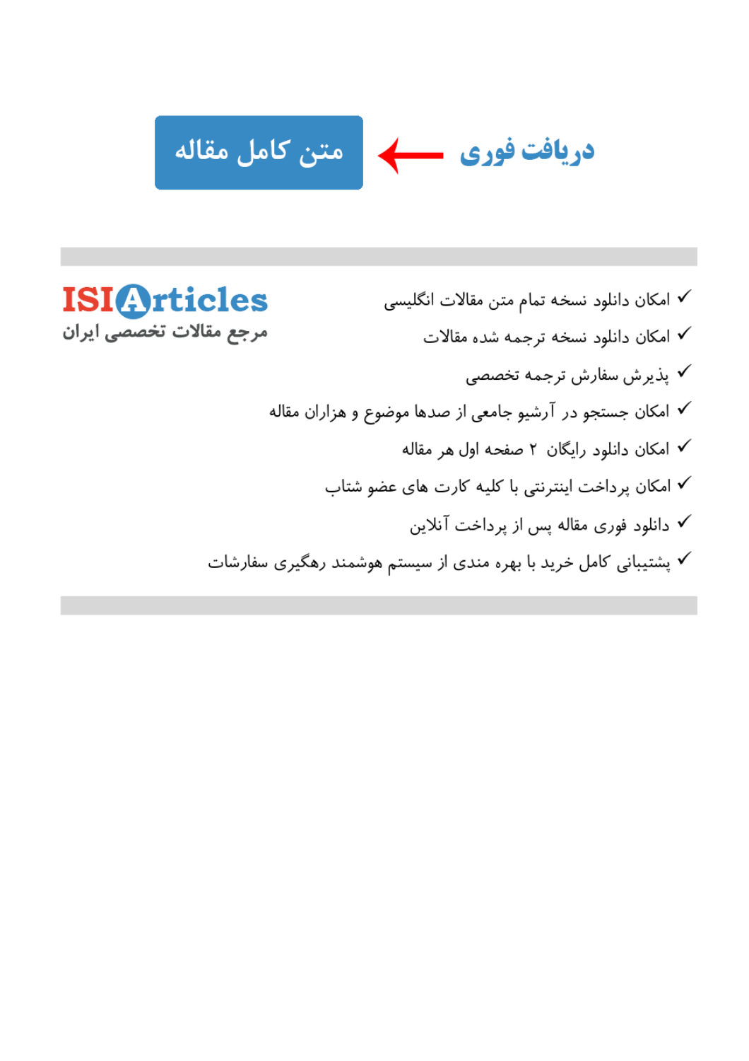دریافت فوری ← **متن کامل مقاله**

**ISIArticles**
مرجع مقالات تخصصی ایران

- ✓ امکان دانلود نسخه تمام متن مقالات انگلیسی
- ✓ امکان دانلود نسخه ترجمه شده مقالات
- ✓ پذیرش سفارش ترجمه تخصصی
- ✓ امکان جستجو در آرشیو جامعی از صدها موضوع و هزاران مقاله
- ✓ امکان دانلود رایگان ۲ صفحه اول هر مقاله
- ✓ امکان پرداخت اینترنتی با کلیه کارت های عضو شتاب
- ✓ دانلود فوری مقاله پس از پرداخت آنلاین
- ✓ پشتیبانی کامل خرید با بهره مندی از سیستم هوشمند رهگیری سفارشات